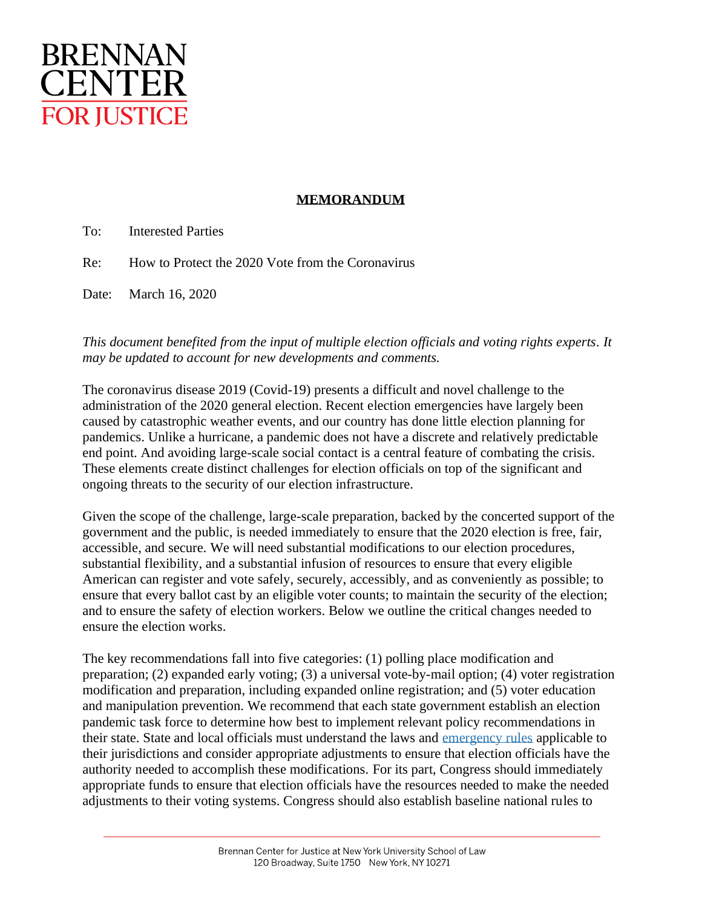BRENNAN CENTER FOR JUSTICE

**MEMORANDUM**

To: Interested Parties

Re: How to Protect the 2020 Vote from the Coronavirus

Date: March 16, 2020

*This document benefited from the input of multiple election officials and voting rights experts. It may be updated to account for new developments and comments.*

The coronavirus disease 2019 (Covid-19) presents a difficult and novel challenge to the administration of the 2020 general election. Recent election emergencies have largely been caused by catastrophic weather events, and our country has done little election planning for pandemics. Unlike a hurricane, a pandemic does not have a discrete and relatively predictable end point. And avoiding large-scale social contact is a central feature of combating the crisis. These elements create distinct challenges for election officials on top of the significant and ongoing threats to the security of our election infrastructure.

Given the scope of the challenge, large-scale preparation, backed by the concerted support of the government and the public, is needed immediately to ensure that the 2020 election is free, fair, accessible, and secure. We will need substantial modifications to our election procedures, substantial flexibility, and a substantial infusion of resources to ensure that every eligible American can register and vote safely, securely, accessibly, and as conveniently as possible; to ensure that every ballot cast by an eligible voter counts; to maintain the security of the election; and to ensure the safety of election workers. Below we outline the critical changes needed to ensure the election works.

The key recommendations fall into five categories: (1) polling place modification and preparation; (2) expanded early voting; (3) a universal vote-by-mail option; (4) voter registration modification and preparation, including expanded online registration; and (5) voter education and manipulation prevention. We recommend that each state government establish an election pandemic task force to determine how best to implement relevant policy recommendations in their state. State and local officials must understand the laws and emergency rules applicable to their jurisdictions and consider appropriate adjustments to ensure that election officials have the authority needed to accomplish these modifications. For its part, Congress should immediately appropriate funds to ensure that election officials have the resources needed to make the needed adjustments to their voting systems. Congress should also establish baseline national rules to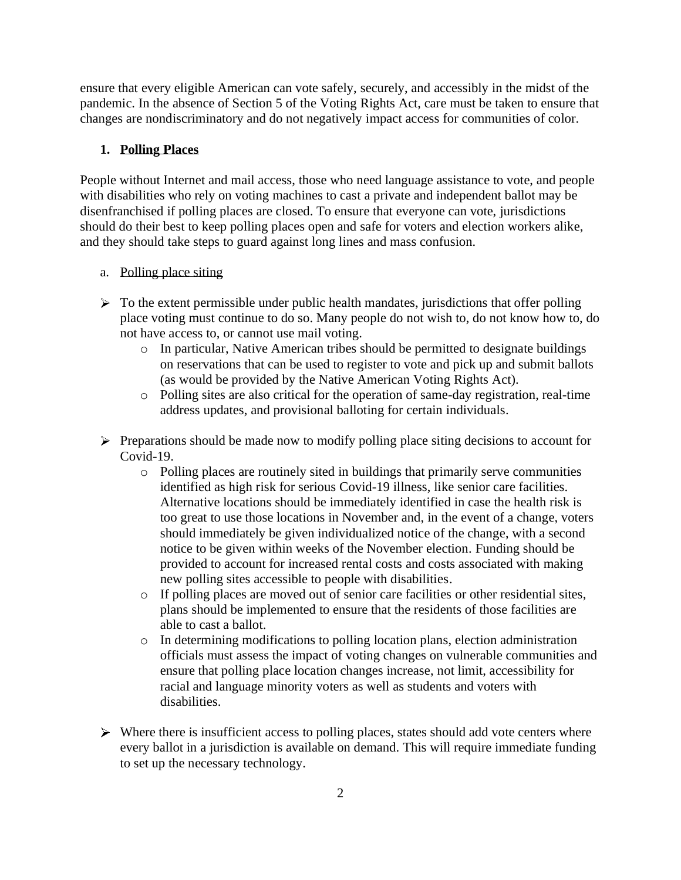ensure that every eligible American can vote safely, securely, and accessibly in the midst of the pandemic. In the absence of Section 5 of the Voting Rights Act, care must be taken to ensure that changes are nondiscriminatory and do not negatively impact access for communities of color.

## 1. Polling Places

People without Internet and mail access, those who need language assistance to vote, and people with disabilities who rely on voting machines to cast a private and independent ballot may be disenfranchised if polling places are closed. To ensure that everyone can vote, jurisdictions should do their best to keep polling places open and safe for voters and election workers alike, and they should take steps to guard against long lines and mass confusion.

### a. Polling place siting

- To the extent permissible under public health mandates, jurisdictions that offer polling place voting must continue to do so. Many people do not wish to, do not know how to, do not have access to, or cannot use mail voting.
  - In particular, Native American tribes should be permitted to designate buildings on reservations that can be used to register to vote and pick up and submit ballots (as would be provided by the Native American Voting Rights Act).
  - Polling sites are also critical for the operation of same-day registration, real-time address updates, and provisional balloting for certain individuals.

- Preparations should be made now to modify polling place siting decisions to account for Covid-19.
  - Polling places are routinely sited in buildings that primarily serve communities identified as high risk for serious Covid-19 illness, like senior care facilities. Alternative locations should be immediately identified in case the health risk is too great to use those locations in November and, in the event of a change, voters should immediately be given individualized notice of the change, with a second notice to be given within weeks of the November election. Funding should be provided to account for increased rental costs and costs associated with making new polling sites accessible to people with disabilities.
  - If polling places are moved out of senior care facilities or other residential sites, plans should be implemented to ensure that the residents of those facilities are able to cast a ballot.
  - In determining modifications to polling location plans, election administration officials must assess the impact of voting changes on vulnerable communities and ensure that polling place location changes increase, not limit, accessibility for racial and language minority voters as well as students and voters with disabilities.

- Where there is insufficient access to polling places, states should add vote centers where every ballot in a jurisdiction is available on demand. This will require immediate funding to set up the necessary technology.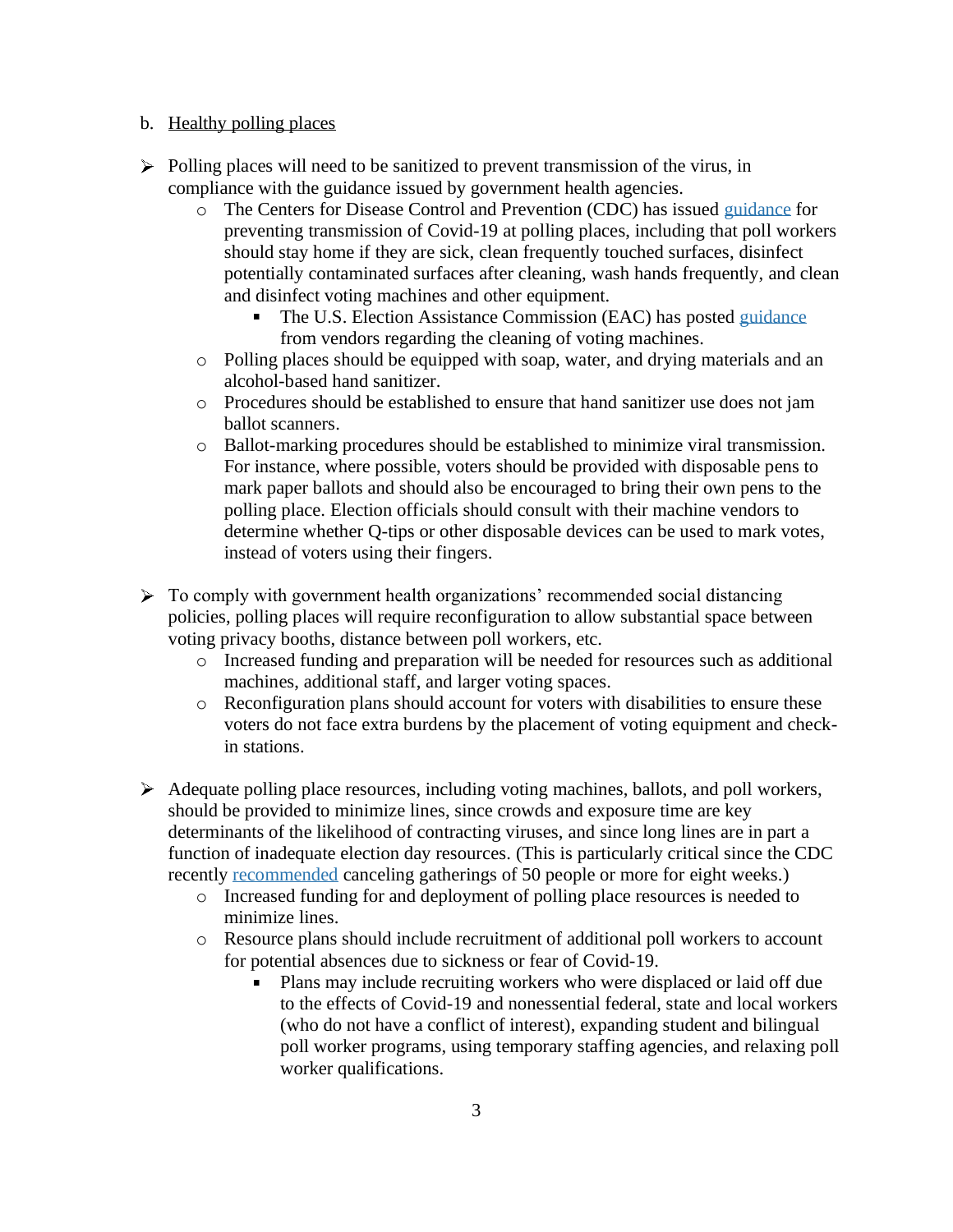b. Healthy polling places

- Polling places will need to be sanitized to prevent transmission of the virus, in compliance with the guidance issued by government health agencies.
    - The Centers for Disease Control and Prevention (CDC) has issued guidance for preventing transmission of Covid-19 at polling places, including that poll workers should stay home if they are sick, clean frequently touched surfaces, disinfect potentially contaminated surfaces after cleaning, wash hands frequently, and clean and disinfect voting machines and other equipment.
        - The U.S. Election Assistance Commission (EAC) has posted guidance from vendors regarding the cleaning of voting machines.
    - Polling places should be equipped with soap, water, and drying materials and an alcohol-based hand sanitizer.
    - Procedures should be established to ensure that hand sanitizer use does not jam ballot scanners.
    - Ballot-marking procedures should be established to minimize viral transmission. For instance, where possible, voters should be provided with disposable pens to mark paper ballots and should also be encouraged to bring their own pens to the polling place. Election officials should consult with their machine vendors to determine whether Q-tips or other disposable devices can be used to mark votes, instead of voters using their fingers.

- To comply with government health organizations' recommended social distancing policies, polling places will require reconfiguration to allow substantial space between voting privacy booths, distance between poll workers, etc.
    - Increased funding and preparation will be needed for resources such as additional machines, additional staff, and larger voting spaces.
    - Reconfiguration plans should account for voters with disabilities to ensure these voters do not face extra burdens by the placement of voting equipment and check-in stations.

- Adequate polling place resources, including voting machines, ballots, and poll workers, should be provided to minimize lines, since crowds and exposure time are key determinants of the likelihood of contracting viruses, and since long lines are in part a function of inadequate election day resources. (This is particularly critical since the CDC recently recommended canceling gatherings of 50 people or more for eight weeks.)
    - Increased funding for and deployment of polling place resources is needed to minimize lines.
    - Resource plans should include recruitment of additional poll workers to account for potential absences due to sickness or fear of Covid-19.
        - Plans may include recruiting workers who were displaced or laid off due to the effects of Covid-19 and nonessential federal, state and local workers (who do not have a conflict of interest), expanding student and bilingual poll worker programs, using temporary staffing agencies, and relaxing poll worker qualifications.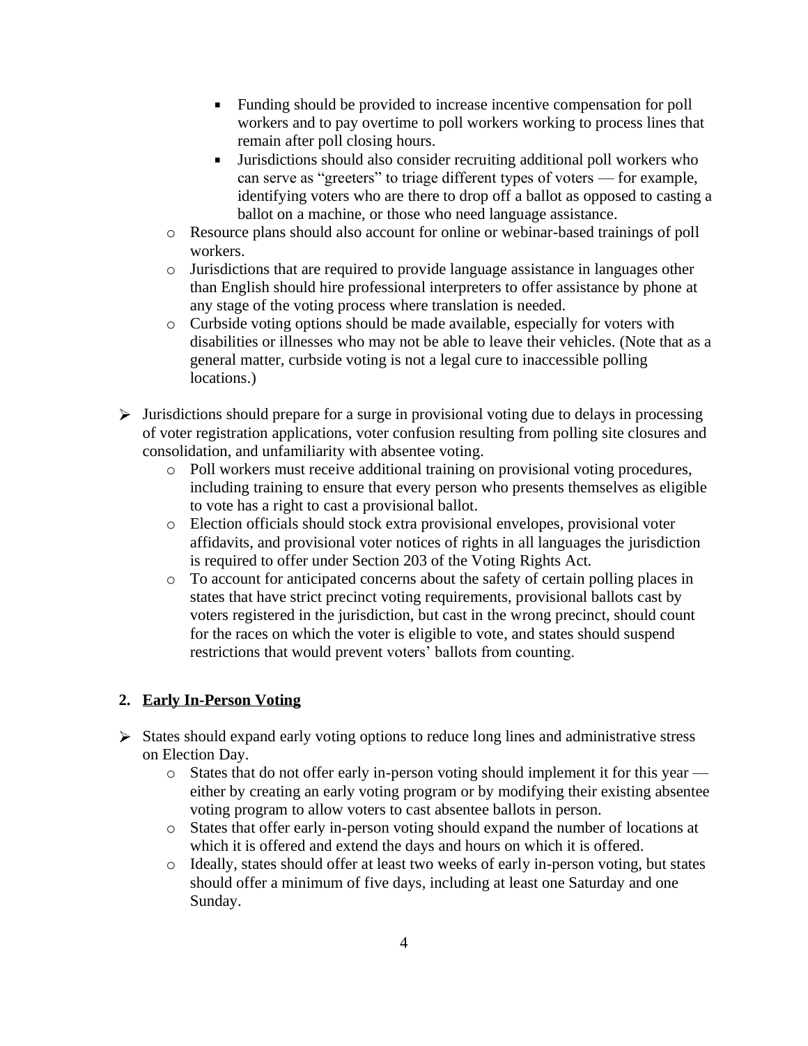- Funding should be provided to increase incentive compensation for poll workers and to pay overtime to poll workers working to process lines that remain after poll closing hours.
    - Jurisdictions should also consider recruiting additional poll workers who can serve as "greeters" to triage different types of voters — for example, identifying voters who are there to drop off a ballot as opposed to casting a ballot on a machine, or those who need language assistance.
  - Resource plans should also account for online or webinar-based trainings of poll workers.
  - Jurisdictions that are required to provide language assistance in languages other than English should hire professional interpreters to offer assistance by phone at any stage of the voting process where translation is needed.
  - Curbside voting options should be made available, especially for voters with disabilities or illnesses who may not be able to leave their vehicles. (Note that as a general matter, curbside voting is not a legal cure to inaccessible polling locations.)

- Jurisdictions should prepare for a surge in provisional voting due to delays in processing of voter registration applications, voter confusion resulting from polling site closures and consolidation, and unfamiliarity with absentee voting.
  - Poll workers must receive additional training on provisional voting procedures, including training to ensure that every person who presents themselves as eligible to vote has a right to cast a provisional ballot.
  - Election officials should stock extra provisional envelopes, provisional voter affidavits, and provisional voter notices of rights in all languages the jurisdiction is required to offer under Section 203 of the Voting Rights Act.
  - To account for anticipated concerns about the safety of certain polling places in states that have strict precinct voting requirements, provisional ballots cast by voters registered in the jurisdiction, but cast in the wrong precinct, should count for the races on which the voter is eligible to vote, and states should suspend restrictions that would prevent voters' ballots from counting.

## 2. Early In-Person Voting

- States should expand early voting options to reduce long lines and administrative stress on Election Day.
  - States that do not offer early in-person voting should implement it for this year — either by creating an early voting program or by modifying their existing absentee voting program to allow voters to cast absentee ballots in person.
  - States that offer early in-person voting should expand the number of locations at which it is offered and extend the days and hours on which it is offered.
  - Ideally, states should offer at least two weeks of early in-person voting, but states should offer a minimum of five days, including at least one Saturday and one Sunday.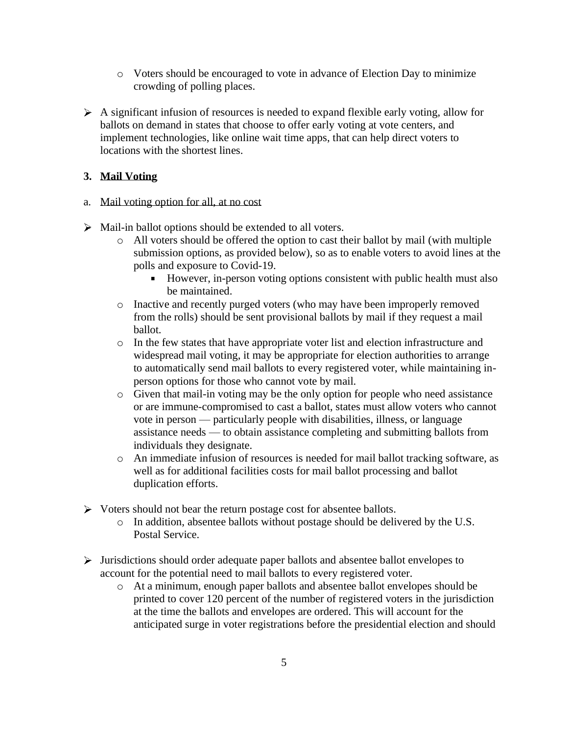- Voters should be encouraged to vote in advance of Election Day to minimize crowding of polling places.

- A significant infusion of resources is needed to expand flexible early voting, allow for ballots on demand in states that choose to offer early voting at vote centers, and implement technologies, like online wait time apps, that can help direct voters to locations with the shortest lines.

### 3. Mail Voting

a. Mail voting option for all, at no cost

- Mail-in ballot options should be extended to all voters.
   - All voters should be offered the option to cast their ballot by mail (with multiple submission options, as provided below), so as to enable voters to avoid lines at the polls and exposure to Covid-19.
      - However, in-person voting options consistent with public health must also be maintained.
   - Inactive and recently purged voters (who may have been improperly removed from the rolls) should be sent provisional ballots by mail if they request a mail ballot.
   - In the few states that have appropriate voter list and election infrastructure and widespread mail voting, it may be appropriate for election authorities to arrange to automatically send mail ballots to every registered voter, while maintaining in-person options for those who cannot vote by mail.
   - Given that mail-in voting may be the only option for people who need assistance or are immune-compromised to cast a ballot, states must allow voters who cannot vote in person — particularly people with disabilities, illness, or language assistance needs — to obtain assistance completing and submitting ballots from individuals they designate.
   - An immediate infusion of resources is needed for mail ballot tracking software, as well as for additional facilities costs for mail ballot processing and ballot duplication efforts.

- Voters should not bear the return postage cost for absentee ballots.
   - In addition, absentee ballots without postage should be delivered by the U.S. Postal Service.

- Jurisdictions should order adequate paper ballots and absentee ballot envelopes to account for the potential need to mail ballots to every registered voter.
   - At a minimum, enough paper ballots and absentee ballot envelopes should be printed to cover 120 percent of the number of registered voters in the jurisdiction at the time the ballots and envelopes are ordered. This will account for the anticipated surge in voter registrations before the presidential election and should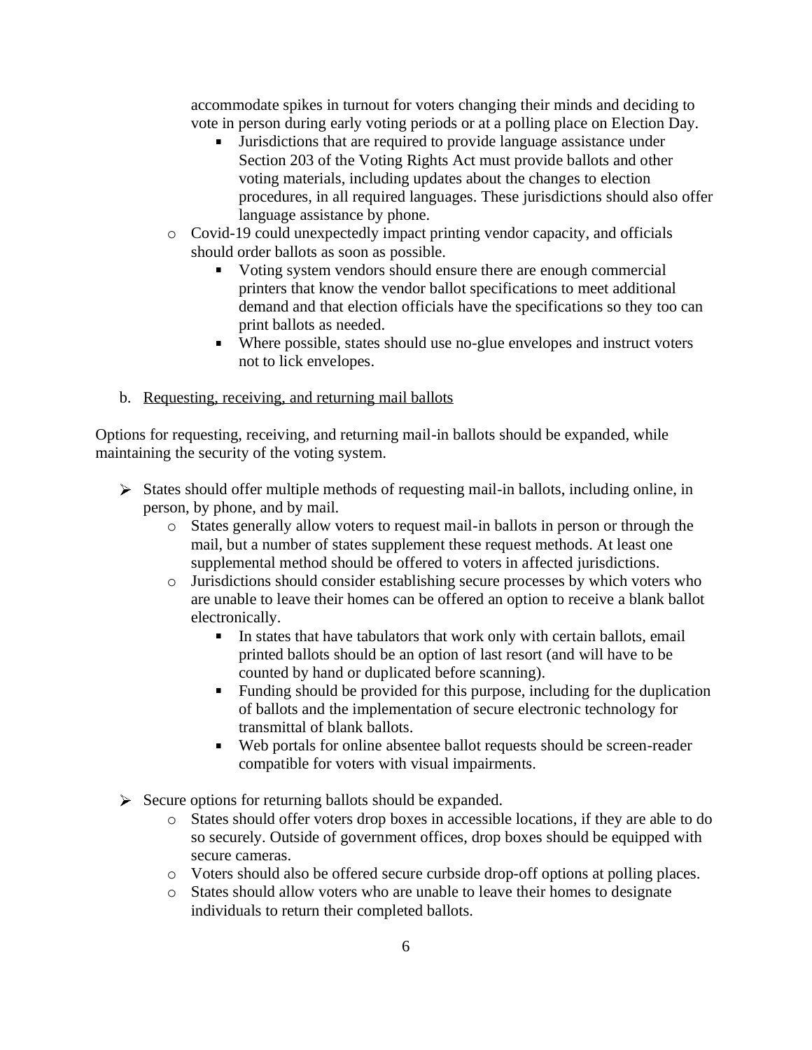accommodate spikes in turnout for voters changing their minds and deciding to vote in person during early voting periods or at a polling place on Election Day.

    - Jurisdictions that are required to provide language assistance under Section 203 of the Voting Rights Act must provide ballots and other voting materials, including updates about the changes to election procedures, in all required languages. These jurisdictions should also offer language assistance by phone.

  - Covid-19 could unexpectedly impact printing vendor capacity, and officials should order ballots as soon as possible.
    - Voting system vendors should ensure there are enough commercial printers that know the vendor ballot specifications to meet additional demand and that election officials have the specifications so they too can print ballots as needed.
    - Where possible, states should use no-glue envelopes and instruct voters not to lick envelopes.

b. Requesting, receiving, and returning mail ballots

Options for requesting, receiving, and returning mail-in ballots should be expanded, while maintaining the security of the voting system.

- States should offer multiple methods of requesting mail-in ballots, including online, in person, by phone, and by mail.
  - States generally allow voters to request mail-in ballots in person or through the mail, but a number of states supplement these request methods. At least one supplemental method should be offered to voters in affected jurisdictions.
  - Jurisdictions should consider establishing secure processes by which voters who are unable to leave their homes can be offered an option to receive a blank ballot electronically.
    - In states that have tabulators that work only with certain ballots, email printed ballots should be an option of last resort (and will have to be counted by hand or duplicated before scanning).
    - Funding should be provided for this purpose, including for the duplication of ballots and the implementation of secure electronic technology for transmittal of blank ballots.
    - Web portals for online absentee ballot requests should be screen-reader compatible for voters with visual impairments.

- Secure options for returning ballots should be expanded.
  - States should offer voters drop boxes in accessible locations, if they are able to do so securely. Outside of government offices, drop boxes should be equipped with secure cameras.
  - Voters should also be offered secure curbside drop-off options at polling places.
  - States should allow voters who are unable to leave their homes to designate individuals to return their completed ballots.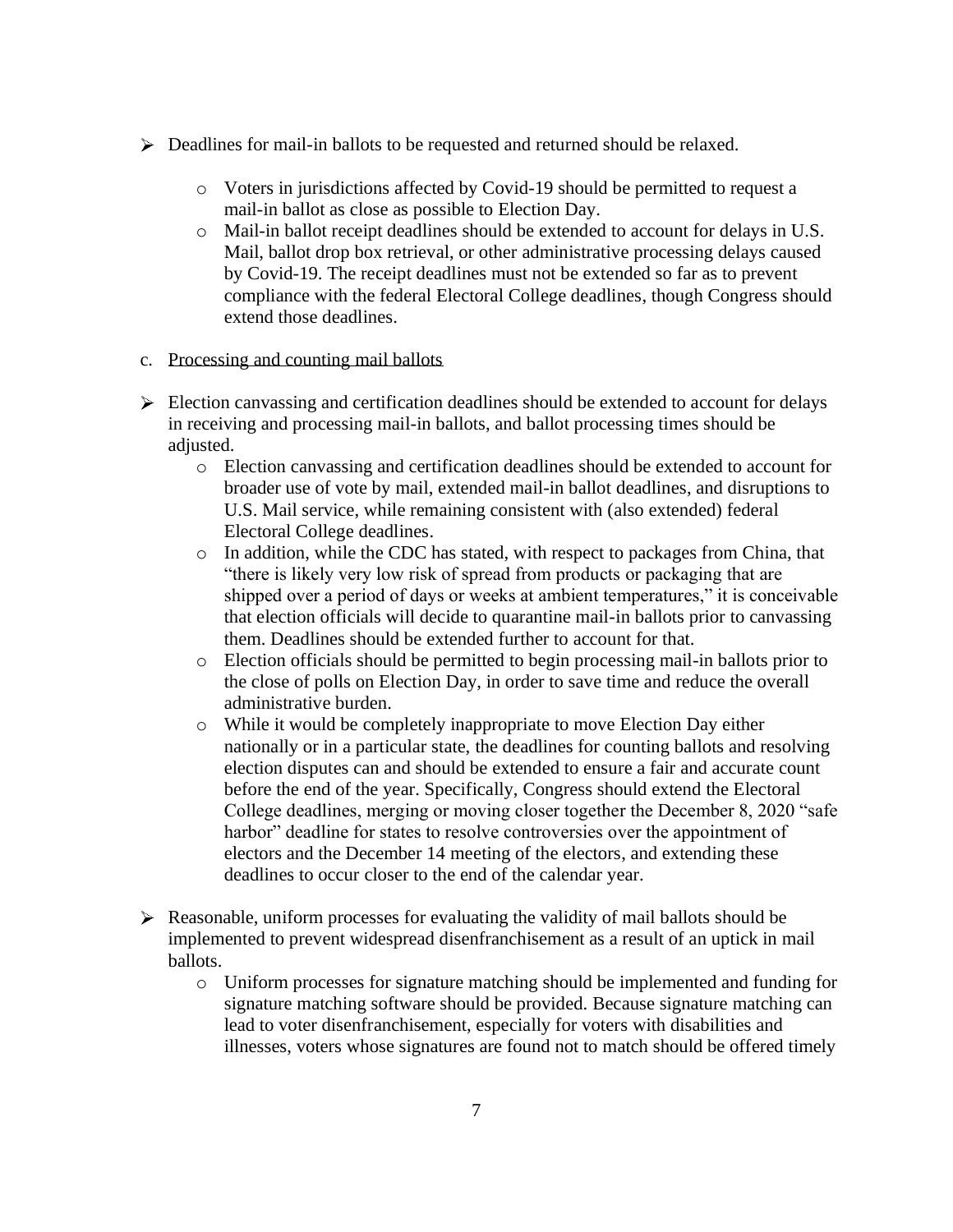- Deadlines for mail-in ballots to be requested and returned should be relaxed.
  - Voters in jurisdictions affected by Covid-19 should be permitted to request a mail-in ballot as close as possible to Election Day.
  - Mail-in ballot receipt deadlines should be extended to account for delays in U.S. Mail, ballot drop box retrieval, or other administrative processing delays caused by Covid-19. The receipt deadlines must not be extended so far as to prevent compliance with the federal Electoral College deadlines, though Congress should extend those deadlines.

c. <u>Processing and counting mail ballots</u>

- Election canvassing and certification deadlines should be extended to account for delays in receiving and processing mail-in ballots, and ballot processing times should be adjusted.
  - Election canvassing and certification deadlines should be extended to account for broader use of vote by mail, extended mail-in ballot deadlines, and disruptions to U.S. Mail service, while remaining consistent with (also extended) federal Electoral College deadlines.
  - In addition, while the CDC has stated, with respect to packages from China, that "there is likely very low risk of spread from products or packaging that are shipped over a period of days or weeks at ambient temperatures," it is conceivable that election officials will decide to quarantine mail-in ballots prior to canvassing them. Deadlines should be extended further to account for that.
  - Election officials should be permitted to begin processing mail-in ballots prior to the close of polls on Election Day, in order to save time and reduce the overall administrative burden.
  - While it would be completely inappropriate to move Election Day either nationally or in a particular state, the deadlines for counting ballots and resolving election disputes can and should be extended to ensure a fair and accurate count before the end of the year. Specifically, Congress should extend the Electoral College deadlines, merging or moving closer together the December 8, 2020 "safe harbor" deadline for states to resolve controversies over the appointment of electors and the December 14 meeting of the electors, and extending these deadlines to occur closer to the end of the calendar year.

- Reasonable, uniform processes for evaluating the validity of mail ballots should be implemented to prevent widespread disenfranchisement as a result of an uptick in mail ballots.
  - Uniform processes for signature matching should be implemented and funding for signature matching software should be provided. Because signature matching can lead to voter disenfranchisement, especially for voters with disabilities and illnesses, voters whose signatures are found not to match should be offered timely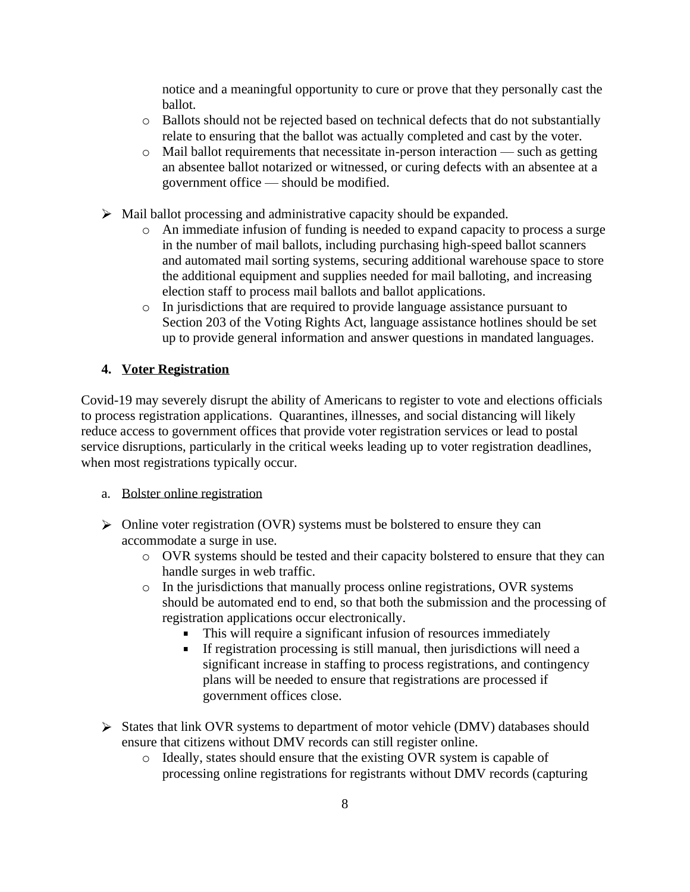notice and a meaningful opportunity to cure or prove that they personally cast the ballot.
  - Ballots should not be rejected based on technical defects that do not substantially relate to ensuring that the ballot was actually completed and cast by the voter.
  - Mail ballot requirements that necessitate in-person interaction — such as getting an absentee ballot notarized or witnessed, or curing defects with an absentee at a government office — should be modified.

- Mail ballot processing and administrative capacity should be expanded.
  - An immediate infusion of funding is needed to expand capacity to process a surge in the number of mail ballots, including purchasing high-speed ballot scanners and automated mail sorting systems, securing additional warehouse space to store the additional equipment and supplies needed for mail balloting, and increasing election staff to process mail ballots and ballot applications.
  - In jurisdictions that are required to provide language assistance pursuant to Section 203 of the Voting Rights Act, language assistance hotlines should be set up to provide general information and answer questions in mandated languages.

### 4. <u>Voter Registration</u>

Covid-19 may severely disrupt the ability of Americans to register to vote and elections officials to process registration applications. Quarantines, illnesses, and social distancing will likely reduce access to government offices that provide voter registration services or lead to postal service disruptions, particularly in the critical weeks leading up to voter registration deadlines, when most registrations typically occur.

a. <u>Bolster online registration</u>

- Online voter registration (OVR) systems must be bolstered to ensure they can accommodate a surge in use.
  - OVR systems should be tested and their capacity bolstered to ensure that they can handle surges in web traffic.
  - In the jurisdictions that manually process online registrations, OVR systems should be automated end to end, so that both the submission and the processing of registration applications occur electronically.
    - This will require a significant infusion of resources immediately
    - If registration processing is still manual, then jurisdictions will need a significant increase in staffing to process registrations, and contingency plans will be needed to ensure that registrations are processed if government offices close.

- States that link OVR systems to department of motor vehicle (DMV) databases should ensure that citizens without DMV records can still register online.
  - Ideally, states should ensure that the existing OVR system is capable of processing online registrations for registrants without DMV records (capturing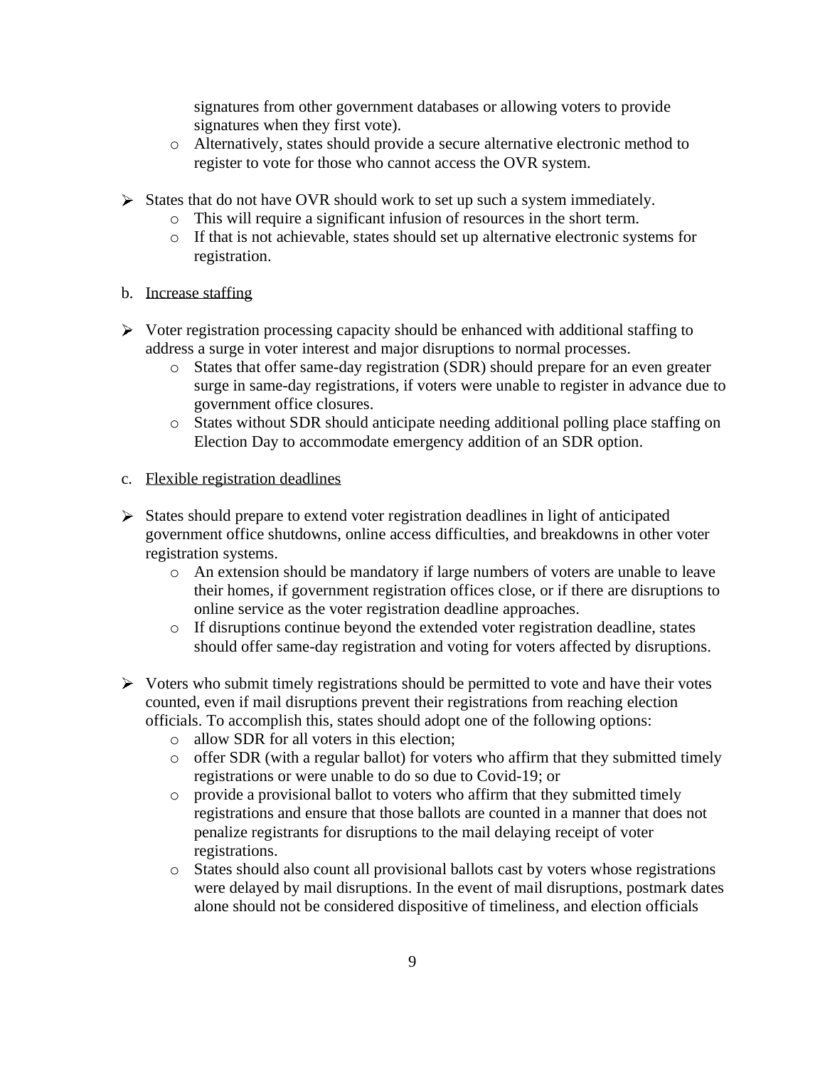signatures from other government databases or allowing voters to provide signatures when they first vote).
    - Alternatively, states should provide a secure alternative electronic method to register to vote for those who cannot access the OVR system.

- States that do not have OVR should work to set up such a system immediately.
    - This will require a significant infusion of resources in the short term.
    - If that is not achievable, states should set up alternative electronic systems for registration.

b. Increase staffing

- Voter registration processing capacity should be enhanced with additional staffing to address a surge in voter interest and major disruptions to normal processes.
    - States that offer same-day registration (SDR) should prepare for an even greater surge in same-day registrations, if voters were unable to register in advance due to government office closures.
    - States without SDR should anticipate needing additional polling place staffing on Election Day to accommodate emergency addition of an SDR option.

c. Flexible registration deadlines

- States should prepare to extend voter registration deadlines in light of anticipated government office shutdowns, online access difficulties, and breakdowns in other voter registration systems.
    - An extension should be mandatory if large numbers of voters are unable to leave their homes, if government registration offices close, or if there are disruptions to online service as the voter registration deadline approaches.
    - If disruptions continue beyond the extended voter registration deadline, states should offer same-day registration and voting for voters affected by disruptions.

- Voters who submit timely registrations should be permitted to vote and have their votes counted, even if mail disruptions prevent their registrations from reaching election officials. To accomplish this, states should adopt one of the following options:
    - allow SDR for all voters in this election;
    - offer SDR (with a regular ballot) for voters who affirm that they submitted timely registrations or were unable to do so due to Covid-19; or
    - provide a provisional ballot to voters who affirm that they submitted timely registrations and ensure that those ballots are counted in a manner that does not penalize registrants for disruptions to the mail delaying receipt of voter registrations.
    - States should also count all provisional ballots cast by voters whose registrations were delayed by mail disruptions. In the event of mail disruptions, postmark dates alone should not be considered dispositive of timeliness, and election officials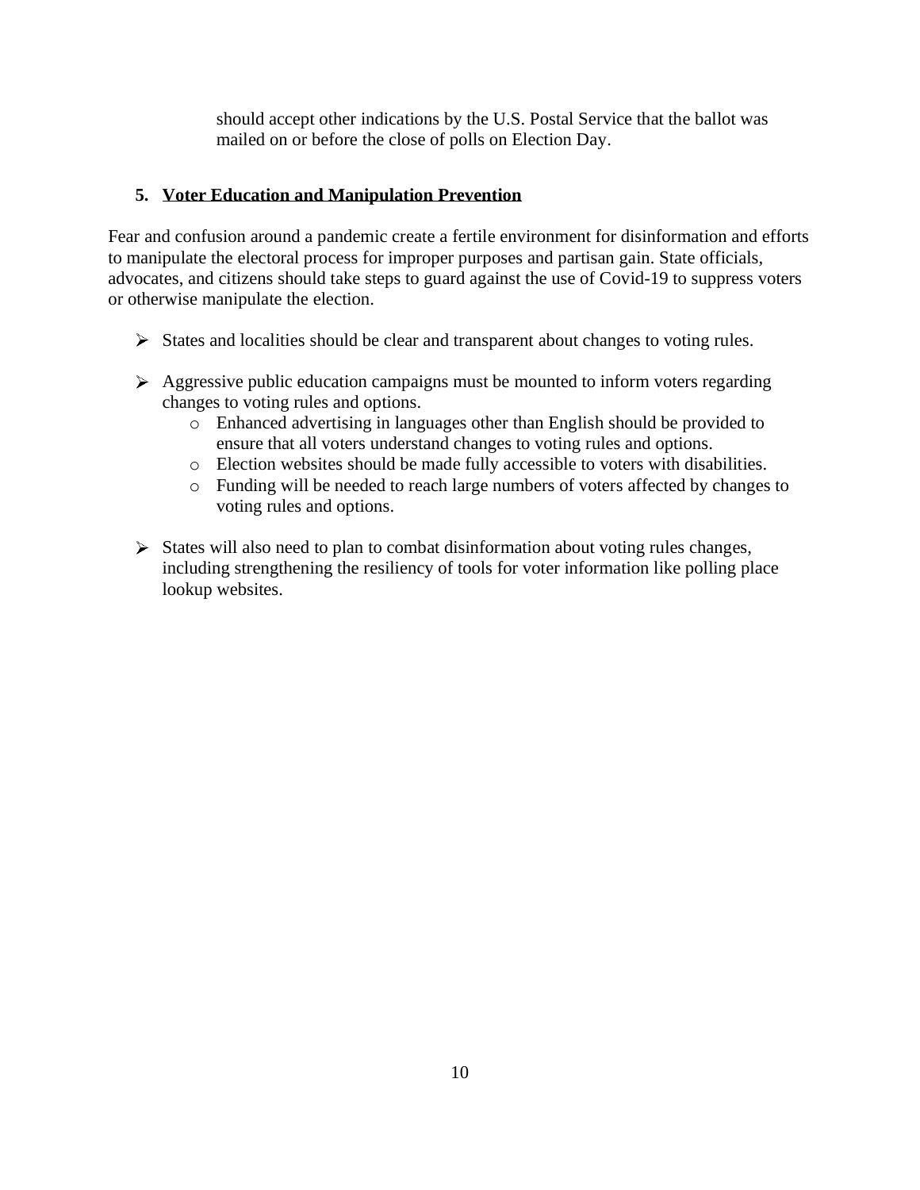should accept other indications by the U.S. Postal Service that the ballot was mailed on or before the close of polls on Election Day.

## 5. Voter Education and Manipulation Prevention

Fear and confusion around a pandemic create a fertile environment for disinformation and efforts to manipulate the electoral process for improper purposes and partisan gain. State officials, advocates, and citizens should take steps to guard against the use of Covid-19 to suppress voters or otherwise manipulate the election.

- States and localities should be clear and transparent about changes to voting rules.

- Aggressive public education campaigns must be mounted to inform voters regarding changes to voting rules and options.
    - Enhanced advertising in languages other than English should be provided to ensure that all voters understand changes to voting rules and options.
    - Election websites should be made fully accessible to voters with disabilities.
    - Funding will be needed to reach large numbers of voters affected by changes to voting rules and options.

- States will also need to plan to combat disinformation about voting rules changes, including strengthening the resiliency of tools for voter information like polling place lookup websites.